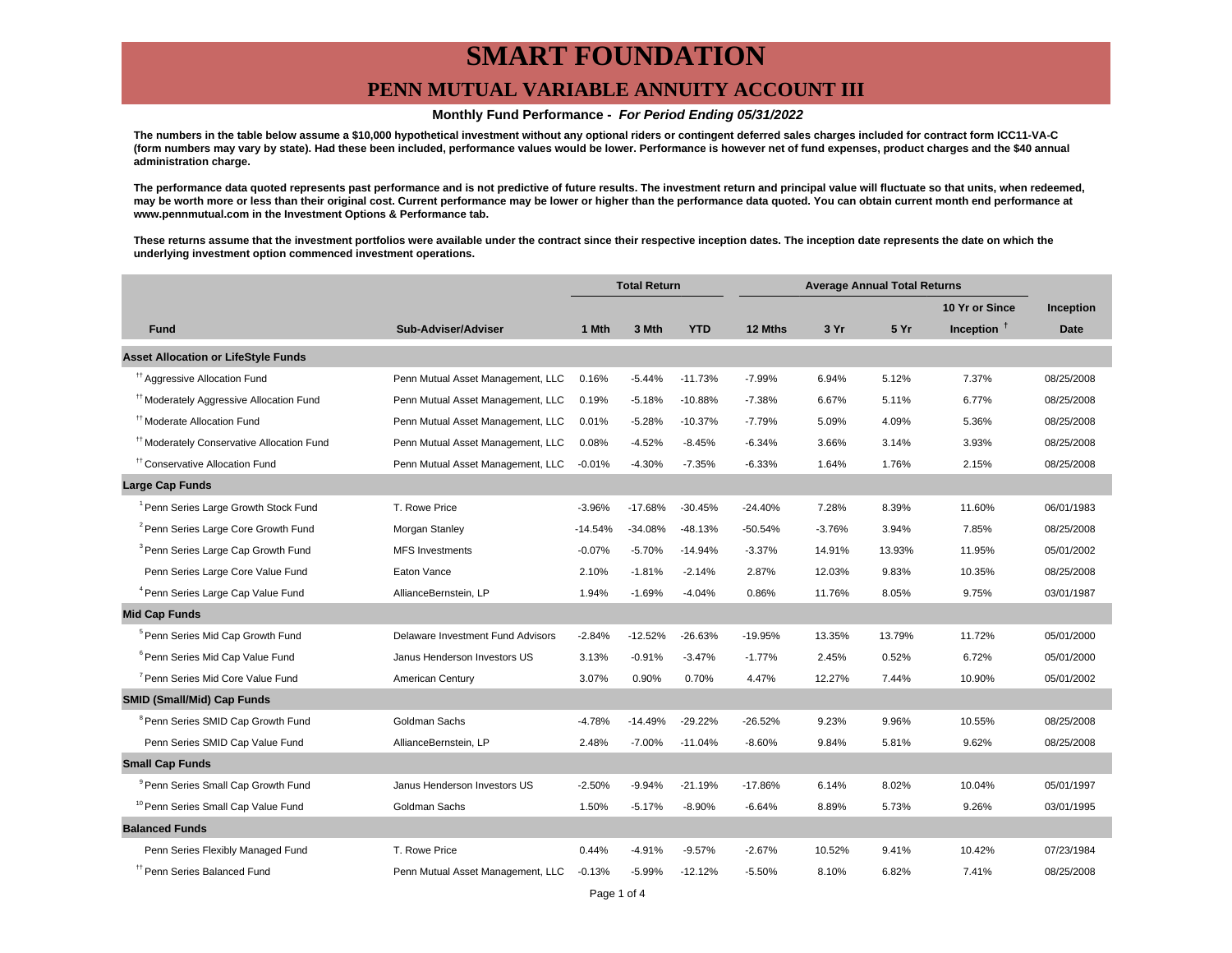# SMART FOUNDATION

## PENN MUTUAL VARIABLE ANNUITY ACCOUNT III

**Monthly Fund Performance -** ***For Period Ending 05/31/2022***

**The numbers in the table below assume a $10,000 hypothetical investment without any optional riders or contingent deferred sales charges included for contract form ICC11-VA-C (form numbers may vary by state). Had these been included, performance values would be lower. Performance is however net of fund expenses, product charges and the $40 annual administration charge.**

**The performance data quoted represents past performance and is not predictive of future results. The investment return and principal value will fluctuate so that units, when redeemed, may be worth more or less than their original cost. Current performance may be lower or higher than the performance data quoted. You can obtain current month end performance at www.pennmutual.com in the Investment Options & Performance tab.**

**These returns assume that the investment portfolios were available under the contract since their respective inception dates. The inception date represents the date on which the underlying investment option commenced investment operations.**

| Fund | Sub-Adviser/Adviser | Total Return | | | Average Annual Total Returns | | | | Inception |
|---|---|---|---|---|---|---|---|---|---|
| | | 1 Mth | 3 Mth | YTD | 12 Mths | 3 Yr | 5 Yr | 10 Yr or Since Inception † | Date |
| **Asset Allocation or LifeStyle Funds** | | | | | | | | | |
| [††] Aggressive Allocation Fund | Penn Mutual Asset Management, LLC | 0.16% | -5.44% | -11.73% | -7.99% | 6.94% | 5.12% | 7.37% | 08/25/2008 |
| [††] Moderately Aggressive Allocation Fund | Penn Mutual Asset Management, LLC | 0.19% | -5.18% | -10.88% | -7.38% | 6.67% | 5.11% | 6.77% | 08/25/2008 |
| [††] Moderate Allocation Fund | Penn Mutual Asset Management, LLC | 0.01% | -5.28% | -10.37% | -7.79% | 5.09% | 4.09% | 5.36% | 08/25/2008 |
| [††] Moderately Conservative Allocation Fund | Penn Mutual Asset Management, LLC | 0.08% | -4.52% | -8.45% | -6.34% | 3.66% | 3.14% | 3.93% | 08/25/2008 |
| [††] Conservative Allocation Fund | Penn Mutual Asset Management, LLC | -0.01% | -4.30% | -7.35% | -6.33% | 1.64% | 1.76% | 2.15% | 08/25/2008 |
| **Large Cap Funds** | | | | | | | | | |
| [1] Penn Series Large Growth Stock Fund | T. Rowe Price | -3.96% | -17.68% | -30.45% | -24.40% | 7.28% | 8.39% | 11.60% | 06/01/1983 |
| [2] Penn Series Large Core Growth Fund | Morgan Stanley | -14.54% | -34.08% | -48.13% | -50.54% | -3.76% | 3.94% | 7.85% | 08/25/2008 |
| [3] Penn Series Large Cap Growth Fund | MFS Investments | -0.07% | -5.70% | -14.94% | -3.37% | 14.91% | 13.93% | 11.95% | 05/01/2002 |
| Penn Series Large Core Value Fund | Eaton Vance | 2.10% | -1.81% | -2.14% | 2.87% | 12.03% | 9.83% | 10.35% | 08/25/2008 |
| [4] Penn Series Large Cap Value Fund | AllianceBernstein, LP | 1.94% | -1.69% | -4.04% | 0.86% | 11.76% | 8.05% | 9.75% | 03/01/1987 |
| **Mid Cap Funds** | | | | | | | | | |
| [5] Penn Series Mid Cap Growth Fund | Delaware Investment Fund Advisors | -2.84% | -12.52% | -26.63% | -19.95% | 13.35% | 13.79% | 11.72% | 05/01/2000 |
| [6] Penn Series Mid Cap Value Fund | Janus Henderson Investors US | 3.13% | -0.91% | -3.47% | -1.77% | 2.45% | 0.52% | 6.72% | 05/01/2000 |
| [7] Penn Series Mid Core Value Fund | American Century | 3.07% | 0.90% | 0.70% | 4.47% | 12.27% | 7.44% | 10.90% | 05/01/2002 |
| **SMID (Small/Mid) Cap Funds** | | | | | | | | | |
| [8] Penn Series SMID Cap Growth Fund | Goldman Sachs | -4.78% | -14.49% | -29.22% | -26.52% | 9.23% | 9.96% | 10.55% | 08/25/2008 |
| Penn Series SMID Cap Value Fund | AllianceBernstein, LP | 2.48% | -7.00% | -11.04% | -8.60% | 9.84% | 5.81% | 9.62% | 08/25/2008 |
| **Small Cap Funds** | | | | | | | | | |
| [9] Penn Series Small Cap Growth Fund | Janus Henderson Investors US | -2.50% | -9.94% | -21.19% | -17.86% | 6.14% | 8.02% | 10.04% | 05/01/1997 |
| [10] Penn Series Small Cap Value Fund | Goldman Sachs | 1.50% | -5.17% | -8.90% | -6.64% | 8.89% | 5.73% | 9.26% | 03/01/1995 |
| **Balanced Funds** | | | | | | | | | |
| Penn Series Flexibly Managed Fund | T. Rowe Price | 0.44% | -4.91% | -9.57% | -2.67% | 10.52% | 9.41% | 10.42% | 07/23/1984 |
| [††] Penn Series Balanced Fund | Penn Mutual Asset Management, LLC | -0.13% | -5.99% | -12.12% | -5.50% | 8.10% | 6.82% | 7.41% | 08/25/2008 |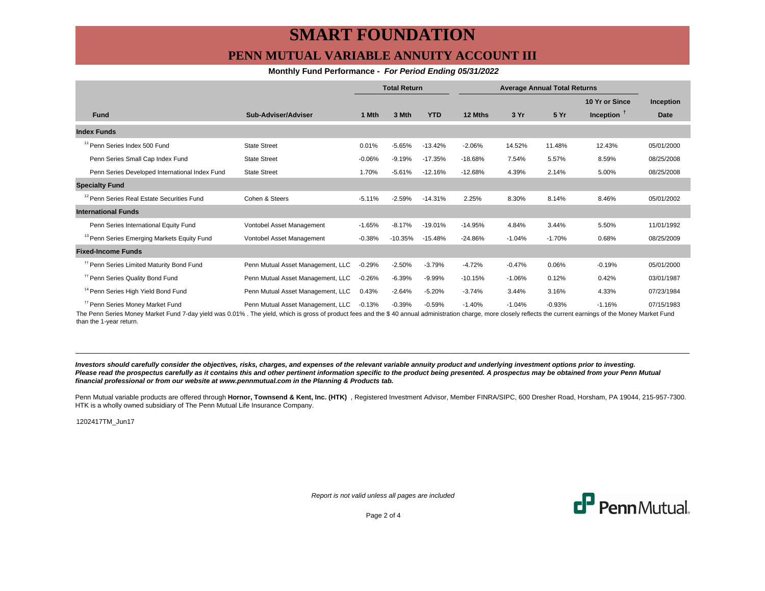# SMART FOUNDATION

## PENN MUTUAL VARIABLE ANNUITY ACCOUNT III

**Monthly Fund Performance - *For Period Ending 05/31/2022***

| | | Total Return | | | Average Annual Total Returns | | | | |
|---|---|---|---|---|---|---|---|---|---|
| **Fund** | **Sub-Adviser/Adviser** | **1 Mth** | **3 Mth** | **YTD** | **12 Mths** | **3 Yr** | **5 Yr** | **10 Yr or Since Inception** [†] | **Inception Date** |
| **Index Funds** | | | | | | | | | |
| [11] Penn Series Index 500 Fund | State Street | 0.01% | -5.65% | -13.42% | -2.06% | 14.52% | 11.48% | 12.43% | 05/01/2000 |
| Penn Series Small Cap Index Fund | State Street | -0.06% | -9.19% | -17.35% | -18.68% | 7.54% | 5.57% | 8.59% | 08/25/2008 |
| Penn Series Developed International Index Fund | State Street | 1.70% | -5.61% | -12.16% | -12.68% | 4.39% | 2.14% | 5.00% | 08/25/2008 |
| **Specialty Fund** | | | | | | | | | |
| [12] Penn Series Real Estate Securities Fund | Cohen & Steers | -5.11% | -2.59% | -14.31% | 2.25% | 8.30% | 8.14% | 8.46% | 05/01/2002 |
| **International Funds** | | | | | | | | | |
| Penn Series International Equity Fund | Vontobel Asset Management | -1.65% | -8.17% | -19.01% | -14.95% | 4.84% | 3.44% | 5.50% | 11/01/1992 |
| [13] Penn Series Emerging Markets Equity Fund | Vontobel Asset Management | -0.38% | -10.35% | -15.48% | -24.86% | -1.04% | -1.70% | 0.68% | 08/25/2009 |
| **Fixed-Income Funds** | | | | | | | | | |
| [††] Penn Series Limited Maturity Bond Fund | Penn Mutual Asset Management, LLC | -0.29% | -2.50% | -3.79% | -4.72% | -0.47% | 0.06% | -0.19% | 05/01/2000 |
| [††] Penn Series Quality Bond Fund | Penn Mutual Asset Management, LLC | -0.26% | -6.39% | -9.99% | -10.15% | -1.06% | 0.12% | 0.42% | 03/01/1987 |
| [14] Penn Series High Yield Bond Fund | Penn Mutual Asset Management, LLC | 0.43% | -2.64% | -5.20% | -3.74% | 3.44% | 3.16% | 4.33% | 07/23/1984 |
| [††] Penn Series Money Market Fund | Penn Mutual Asset Management, LLC | -0.13% | -0.39% | -0.59% | -1.40% | -1.04% | -0.93% | -1.16% | 07/15/1983 |

The Penn Series Money Market Fund 7-day yield was 0.01% . The yield, which is gross of product fees and the $ 40 annual administration charge, more closely reflects the current earnings of the Money Market Fund than the 1-year return.

***Investors should carefully consider the objectives, risks, charges, and expenses of the relevant variable annuity product and underlying investment options prior to investing. Please read the prospectus carefully as it contains this and other pertinent information specific to the product being presented. A prospectus may be obtained from your Penn Mutual financial professional or from our website at www.pennmutual.com in the Planning & Products tab.***

Penn Mutual variable products are offered through **Hornor, Townsend & Kent, Inc. (HTK)** , Registered Investment Advisor, Member FINRA/SIPC, 600 Dresher Road, Horsham, PA 19044, 215-957-7300. HTK is a wholly owned subsidiary of The Penn Mutual Life Insurance Company.

1202417TM_Jun17

*Report is not valid unless all pages are included*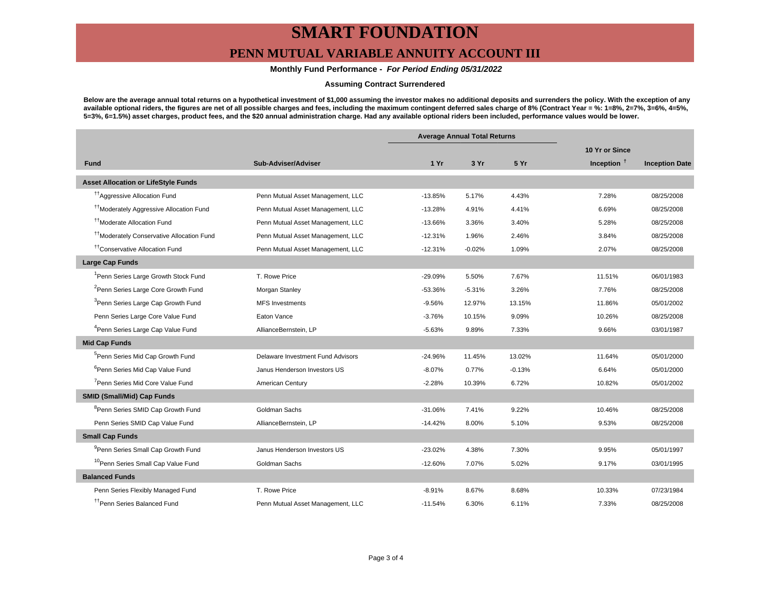# SMART FOUNDATION

## PENN MUTUAL VARIABLE ANNUITY ACCOUNT III

**Monthly Fund Performance -** ***For Period Ending 05/31/2022***

**Assuming Contract Surrendered**

**Below are the average annual total returns on a hypothetical investment of $1,000 assuming the investor makes no additional deposits and surrenders the policy. With the exception of any available optional riders, the figures are net of all possible charges and fees, including the maximum contingent deferred sales charge of 8% (Contract Year = %: 1=8%, 2=7%, 3=6%, 4=5%, 5=3%, 6=1.5%) asset charges, product fees, and the $20 annual administration charge. Had any available optional riders been included, performance values would be lower.**

| | | Average Annual Total Returns | | | | |
|---|---|---|---|---|---|---|
| **Fund** | **Sub-Adviser/Adviser** | **1 Yr** | **3 Yr** | **5 Yr** | **10 Yr or Since Inception [†]** | **Inception Date** |
| **Asset Allocation or LifeStyle Funds** | | | | | | |
| [††]Aggressive Allocation Fund | Penn Mutual Asset Management, LLC | -13.85% | 5.17% | 4.43% | 7.28% | 08/25/2008 |
| [††]Moderately Aggressive Allocation Fund | Penn Mutual Asset Management, LLC | -13.28% | 4.91% | 4.41% | 6.69% | 08/25/2008 |
| [††]Moderate Allocation Fund | Penn Mutual Asset Management, LLC | -13.66% | 3.36% | 3.40% | 5.28% | 08/25/2008 |
| [††]Moderately Conservative Allocation Fund | Penn Mutual Asset Management, LLC | -12.31% | 1.96% | 2.46% | 3.84% | 08/25/2008 |
| [††]Conservative Allocation Fund | Penn Mutual Asset Management, LLC | -12.31% | -0.02% | 1.09% | 2.07% | 08/25/2008 |
| **Large Cap Funds** | | | | | | |
| [1]Penn Series Large Growth Stock Fund | T. Rowe Price | -29.09% | 5.50% | 7.67% | 11.51% | 06/01/1983 |
| [2]Penn Series Large Core Growth Fund | Morgan Stanley | -53.36% | -5.31% | 3.26% | 7.76% | 08/25/2008 |
| [3]Penn Series Large Cap Growth Fund | MFS Investments | -9.56% | 12.97% | 13.15% | 11.86% | 05/01/2002 |
| Penn Series Large Core Value Fund | Eaton Vance | -3.76% | 10.15% | 9.09% | 10.26% | 08/25/2008 |
| [4]Penn Series Large Cap Value Fund | AllianceBernstein, LP | -5.63% | 9.89% | 7.33% | 9.66% | 03/01/1987 |
| **Mid Cap Funds** | | | | | | |
| [5]Penn Series Mid Cap Growth Fund | Delaware Investment Fund Advisors | -24.96% | 11.45% | 13.02% | 11.64% | 05/01/2000 |
| [6]Penn Series Mid Cap Value Fund | Janus Henderson Investors US | -8.07% | 0.77% | -0.13% | 6.64% | 05/01/2000 |
| [7]Penn Series Mid Core Value Fund | American Century | -2.28% | 10.39% | 6.72% | 10.82% | 05/01/2002 |
| **SMID (Small/Mid) Cap Funds** | | | | | | |
| [8]Penn Series SMID Cap Growth Fund | Goldman Sachs | -31.06% | 7.41% | 9.22% | 10.46% | 08/25/2008 |
| Penn Series SMID Cap Value Fund | AllianceBernstein, LP | -14.42% | 8.00% | 5.10% | 9.53% | 08/25/2008 |
| **Small Cap Funds** | | | | | | |
| [9]Penn Series Small Cap Growth Fund | Janus Henderson Investors US | -23.02% | 4.38% | 7.30% | 9.95% | 05/01/1997 |
| [10]Penn Series Small Cap Value Fund | Goldman Sachs | -12.60% | 7.07% | 5.02% | 9.17% | 03/01/1995 |
| **Balanced Funds** | | | | | | |
| Penn Series Flexibly Managed Fund | T. Rowe Price | -8.91% | 8.67% | 8.68% | 10.33% | 07/23/1984 |
| [††]Penn Series Balanced Fund | Penn Mutual Asset Management, LLC | -11.54% | 6.30% | 6.11% | 7.33% | 08/25/2008 |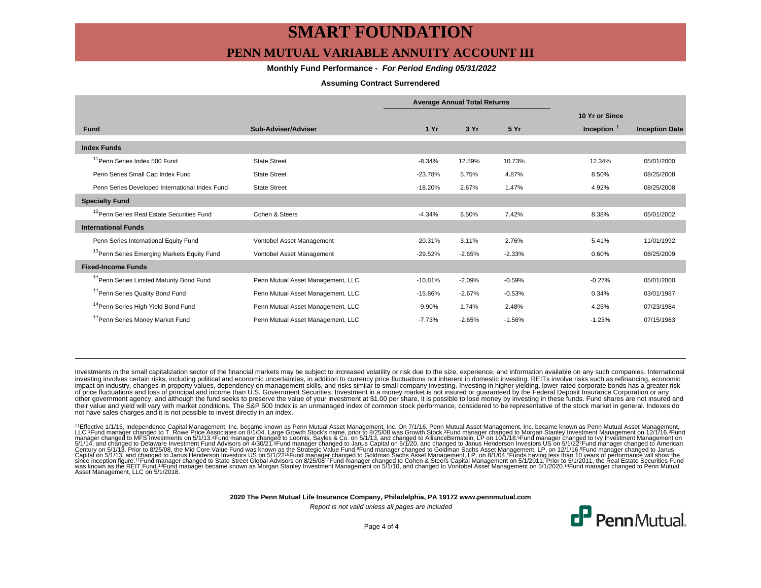# SMART FOUNDATION

## PENN MUTUAL VARIABLE ANNUITY ACCOUNT III

**Monthly Fund Performance - *For Period Ending 05/31/2022***

**Assuming Contract Surrendered**

| | | Average Annual Total Returns | | | | |
|---|---|---|---|---|---|---|
| **Fund** | **Sub-Adviser/Adviser** | **1 Yr** | **3 Yr** | **5 Yr** | **10 Yr or Since Inception †** | **Inception Date** |
| **Index Funds** | | | | | | |
| [11]Penn Series Index 500 Fund | State Street | -8.34% | 12.59% | 10.73% | 12.34% | 05/01/2000 |
| Penn Series Small Cap Index Fund | State Street | -23.78% | 5.75% | 4.87% | 8.50% | 08/25/2008 |
| Penn Series Developed International Index Fund | State Street | -18.20% | 2.67% | 1.47% | 4.92% | 08/25/2008 |
| **Specialty Fund** | | | | | | |
| [12]Penn Series Real Estate Securities Fund | Cohen & Steers | -4.34% | 6.50% | 7.42% | 8.38% | 05/01/2002 |
| **International Funds** | | | | | | |
| Penn Series International Equity Fund | Vontobel Asset Management | -20.31% | 3.11% | 2.76% | 5.41% | 11/01/1992 |
| [13]Penn Series Emerging Markets Equity Fund | Vontobel Asset Management | -29.52% | -2.65% | -2.33% | 0.60% | 08/25/2009 |
| **Fixed-Income Funds** | | | | | | |
| [††]Penn Series Limited Maturity Bond Fund | Penn Mutual Asset Management, LLC | -10.81% | -2.09% | -0.59% | -0.27% | 05/01/2000 |
| [††]Penn Series Quality Bond Fund | Penn Mutual Asset Management, LLC | -15.86% | -2.67% | -0.53% | 0.34% | 03/01/1987 |
| [14]Penn Series High Yield Bond Fund | Penn Mutual Asset Management, LLC | -9.90% | 1.74% | 2.48% | 4.25% | 07/23/1984 |
| [††]Penn Series Money Market Fund | Penn Mutual Asset Management, LLC | -7.73% | -2.65% | -1.56% | -1.23% | 07/15/1983 |

Investments in the small capitalization sector of the financial markets may be subject to increased volatility or risk due to the size, experience, and information available on any such companies. International investing involves certain risks, including political and economic uncertainties, in addition to currency price fluctuations not inherent in domestic investing. REITs involve risks such as refinancing, economic impact on industry, changes in property values, dependency on management skills, and risks similar to small company investing. Investing in higher yielding, lower-rated corporate bonds has a greater risk of price fluctuations and loss of principal and income than U.S. Government Securities. Investment in a money market is not insured or guaranteed by the Federal Deposit Insurance Corporation or any other government agency, and although the fund seeks to preserve the value of your investment at $1.00 per share, it is possible to lose money by investing in these funds. Fund shares are not insured and their value and yield will vary with market conditions. The S&P 500 Index is an unmanaged index of common stock performance, considered to be representative of the stock market in general. Indexes do not have sales charges and it is not possible to invest directly in an index.

[††]Effective 1/1/15, Independence Capital Management, Inc. became known as Penn Mutual Asset Management, Inc. On 7/1/16, Penn Mutual Asset Management, Inc. became known as Penn Mutual Asset Management, LLC.[1]Fund manager changed to T. Rowe Price Associates on 8/1/04. Large Growth Stock's name, prior to 8/25/08 was Growth Stock.[2]Fund manager changed to Morgan Stanley Investment Management on 12/1/16.[3]Fund manager changed to MFS Investments on 5/1/13.[4]Fund manager changed to Loomis, Sayles & Co. on 5/1/13, and changed to AllianceBernstein, LP on 10/1/18.[5]Fund manager changed to Ivy Investment Management on 5/1/14, and changed to Delaware Investment Fund Advisors on 4/30/21.[6]Fund manager changed to Janus Capital on 5/1/20, and changed to Janus Henderson Investors US on 5/1/22[7]Fund manager changed to American Century on 5/1/13. Prior to 8/25/08, the Mid Core Value Fund was known as the Strategic Value Fund.[8]Fund manager changed to Goldman Sachs Asset Management, LP, on 12/1/16.[9]Fund manager changed to Janus Capital on 5/1/13, and changed to Janus Henderson Investors US on 5/1/22[10]Fund manager changed to Goldman Sachs Asset Management, LP, on 8/1/04.[†]Funds having less than 10 years of performance will show the since inception figure.[11]Fund manager changed to State Street Global Advisors on 8/25/08[12]Fund manager changed to Cohen & Steers Capital Management on 5/1/2011. Prior to 5/1/2011, the Real Estate Securities Fund was known as the REIT Fund.[13]Fund manager became known as Morgan Stanley Investment Management on 5/1/10, and changed to Vontobel Asset Management on 5/1/2020.[14]Fund manager changed to Penn Mutual Asset Management, LLC on 5/1/2018.

**2020 The Penn Mutual Life Insurance Company, Philadelphia, PA 19172 www.pennmutual.com**

*Report is not valid unless all pages are included*

Penn Mutual.